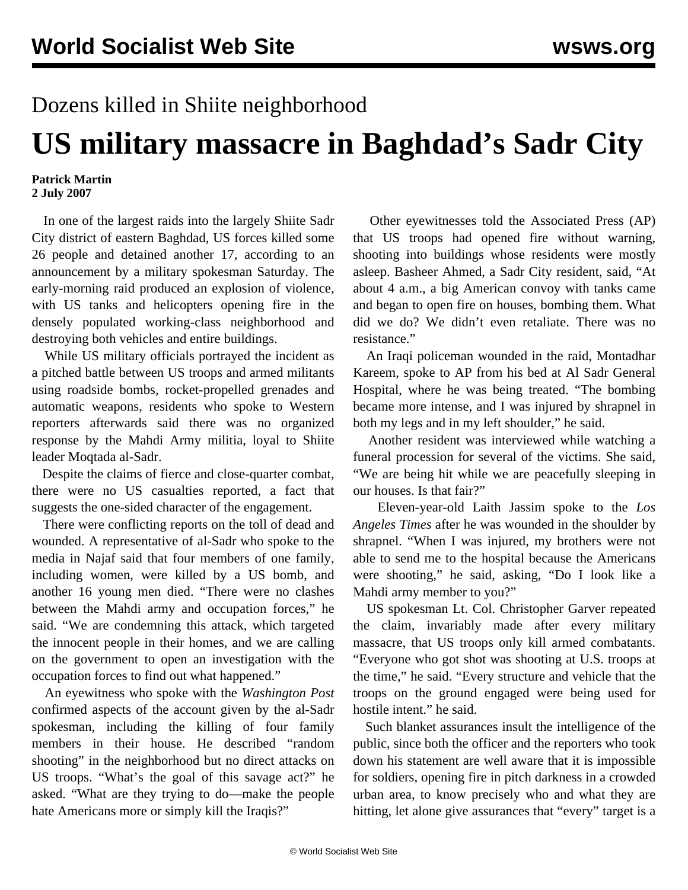## Dozens killed in Shiite neighborhood

# US military massacre in Baghdad's Sadr City

**Patrick Martin**
**2 July 2007**

In one of the largest raids into the largely Shiite Sadr City district of eastern Baghdad, US forces killed some 26 people and detained another 17, according to an announcement by a military spokesman Saturday. The early-morning raid produced an explosion of violence, with US tanks and helicopters opening fire in the densely populated working-class neighborhood and destroying both vehicles and entire buildings.

While US military officials portrayed the incident as a pitched battle between US troops and armed militants using roadside bombs, rocket-propelled grenades and automatic weapons, residents who spoke to Western reporters afterwards said there was no organized response by the Mahdi Army militia, loyal to Shiite leader Moqtada al-Sadr.

Despite the claims of fierce and close-quarter combat, there were no US casualties reported, a fact that suggests the one-sided character of the engagement.

There were conflicting reports on the toll of dead and wounded. A representative of al-Sadr who spoke to the media in Najaf said that four members of one family, including women, were killed by a US bomb, and another 16 young men died. "There were no clashes between the Mahdi army and occupation forces," he said. "We are condemning this attack, which targeted the innocent people in their homes, and we are calling on the government to open an investigation with the occupation forces to find out what happened."

An eyewitness who spoke with the *Washington Post* confirmed aspects of the account given by the al-Sadr spokesman, including the killing of four family members in their house. He described "random shooting" in the neighborhood but no direct attacks on US troops. "What's the goal of this savage act?" he asked. "What are they trying to do—make the people hate Americans more or simply kill the Iraqis?"

Other eyewitnesses told the Associated Press (AP) that US troops had opened fire without warning, shooting into buildings whose residents were mostly asleep. Basheer Ahmed, a Sadr City resident, said, "At about 4 a.m., a big American convoy with tanks came and began to open fire on houses, bombing them. What did we do? We didn't even retaliate. There was no resistance."

An Iraqi policeman wounded in the raid, Montadhar Kareem, spoke to AP from his bed at Al Sadr General Hospital, where he was being treated. "The bombing became more intense, and I was injured by shrapnel in both my legs and in my left shoulder," he said.

Another resident was interviewed while watching a funeral procession for several of the victims. She said, "We are being hit while we are peacefully sleeping in our houses. Is that fair?"

Eleven-year-old Laith Jassim spoke to the *Los Angeles Times* after he was wounded in the shoulder by shrapnel. "When I was injured, my brothers were not able to send me to the hospital because the Americans were shooting," he said, asking, "Do I look like a Mahdi army member to you?"

US spokesman Lt. Col. Christopher Garver repeated the claim, invariably made after every military massacre, that US troops only kill armed combatants. "Everyone who got shot was shooting at U.S. troops at the time," he said. "Every structure and vehicle that the troops on the ground engaged were being used for hostile intent." he said.

Such blanket assurances insult the intelligence of the public, since both the officer and the reporters who took down his statement are well aware that it is impossible for soldiers, opening fire in pitch darkness in a crowded urban area, to know precisely who and what they are hitting, let alone give assurances that "every" target is a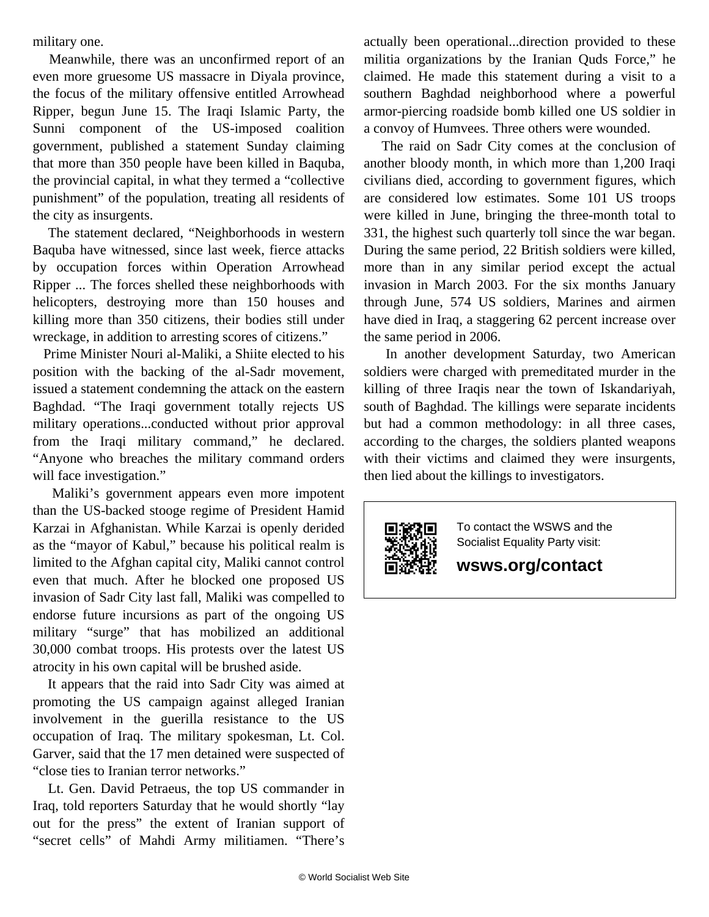military one.

Meanwhile, there was an unconfirmed report of an even more gruesome US massacre in Diyala province, the focus of the military offensive entitled Arrowhead Ripper, begun June 15. The Iraqi Islamic Party, the Sunni component of the US-imposed coalition government, published a statement Sunday claiming that more than 350 people have been killed in Baquba, the provincial capital, in what they termed a "collective punishment" of the population, treating all residents of the city as insurgents.

The statement declared, "Neighborhoods in western Baquba have witnessed, since last week, fierce attacks by occupation forces within Operation Arrowhead Ripper ... The forces shelled these neighborhoods with helicopters, destroying more than 150 houses and killing more than 350 citizens, their bodies still under wreckage, in addition to arresting scores of citizens."

Prime Minister Nouri al-Maliki, a Shiite elected to his position with the backing of the al-Sadr movement, issued a statement condemning the attack on the eastern Baghdad. "The Iraqi government totally rejects US military operations...conducted without prior approval from the Iraqi military command," he declared. "Anyone who breaches the military command orders will face investigation."

Maliki's government appears even more impotent than the US-backed stooge regime of President Hamid Karzai in Afghanistan. While Karzai is openly derided as the "mayor of Kabul," because his political realm is limited to the Afghan capital city, Maliki cannot control even that much. After he blocked one proposed US invasion of Sadr City last fall, Maliki was compelled to endorse future incursions as part of the ongoing US military "surge" that has mobilized an additional 30,000 combat troops. His protests over the latest US atrocity in his own capital will be brushed aside.

It appears that the raid into Sadr City was aimed at promoting the US campaign against alleged Iranian involvement in the guerilla resistance to the US occupation of Iraq. The military spokesman, Lt. Col. Garver, said that the 17 men detained were suspected of "close ties to Iranian terror networks."

Lt. Gen. David Petraeus, the top US commander in Iraq, told reporters Saturday that he would shortly "lay out for the press" the extent of Iranian support of "secret cells" of Mahdi Army militiamen. "There's actually been operational...direction provided to these militia organizations by the Iranian Quds Force," he claimed. He made this statement during a visit to a southern Baghdad neighborhood where a powerful armor-piercing roadside bomb killed one US soldier in a convoy of Humvees. Three others were wounded.

The raid on Sadr City comes at the conclusion of another bloody month, in which more than 1,200 Iraqi civilians died, according to government figures, which are considered low estimates. Some 101 US troops were killed in June, bringing the three-month total to 331, the highest such quarterly toll since the war began. During the same period, 22 British soldiers were killed, more than in any similar period except the actual invasion in March 2003. For the six months January through June, 574 US soldiers, Marines and airmen have died in Iraq, a staggering 62 percent increase over the same period in 2006.

In another development Saturday, two American soldiers were charged with premeditated murder in the killing of three Iraqis near the town of Iskandariyah, south of Baghdad. The killings were separate incidents but had a common methodology: in all three cases, according to the charges, the soldiers planted weapons with their victims and claimed they were insurgents, then lied about the killings to investigators.

To contact the WSWS and the Socialist Equality Party visit:

**wsws.org/contact**